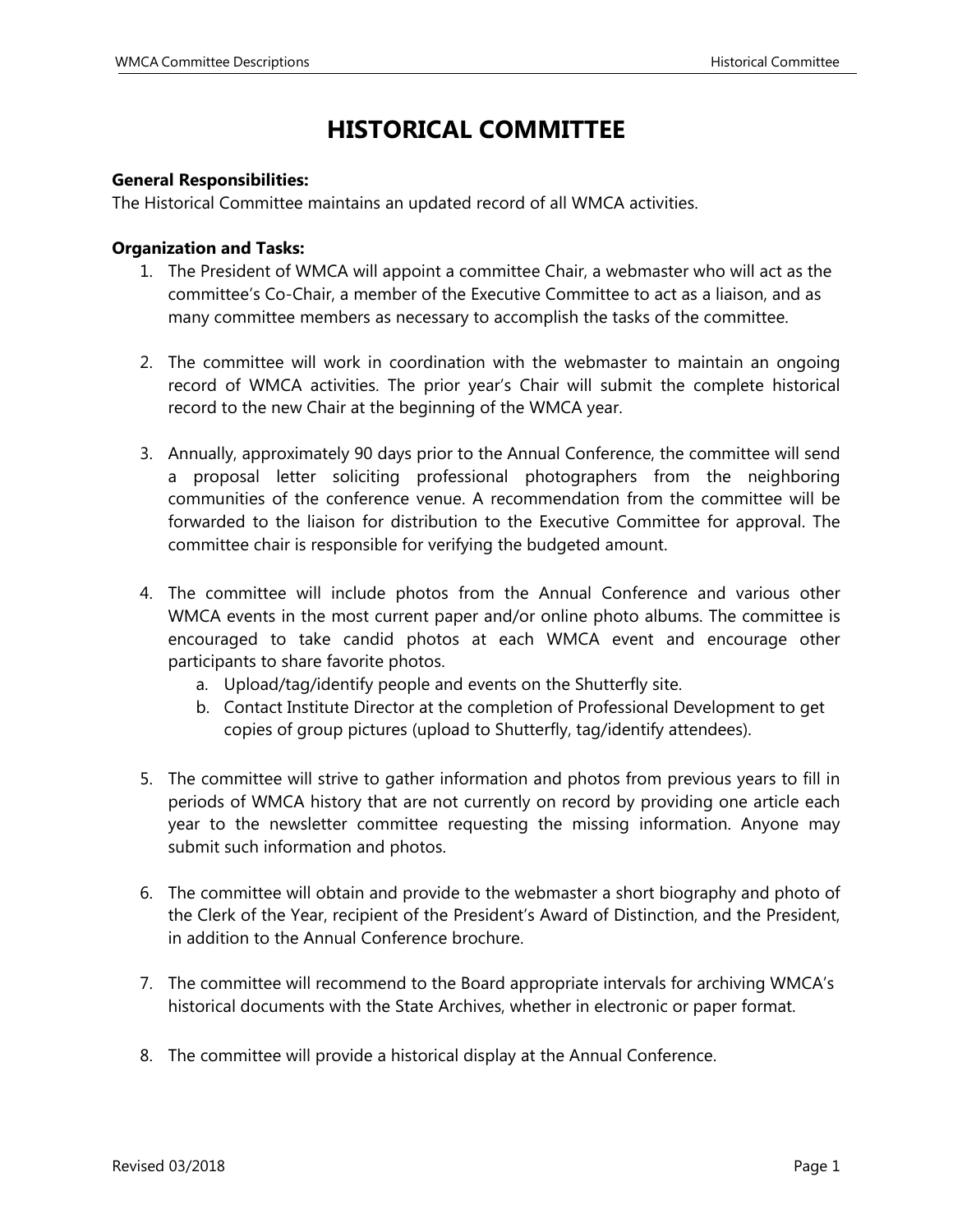# HISTORICAL COMMITTEE

**General Responsibilities:**
The Historical Committee maintains an updated record of all WMCA activities.

**Organization and Tasks:**

1. The President of WMCA will appoint a committee Chair, a webmaster who will act as the committee's Co-Chair, a member of the Executive Committee to act as a liaison, and as many committee members as necessary to accomplish the tasks of the committee.

2. The committee will work in coordination with the webmaster to maintain an ongoing record of WMCA activities. The prior year's Chair will submit the complete historical record to the new Chair at the beginning of the WMCA year.

3. Annually, approximately 90 days prior to the Annual Conference, the committee will send a proposal letter soliciting professional photographers from the neighboring communities of the conference venue. A recommendation from the committee will be forwarded to the liaison for distribution to the Executive Committee for approval. The committee chair is responsible for verifying the budgeted amount.

4. The committee will include photos from the Annual Conference and various other WMCA events in the most current paper and/or online photo albums. The committee is encouraged to take candid photos at each WMCA event and encourage other participants to share favorite photos.
   a. Upload/tag/identify people and events on the Shutterfly site.
   b. Contact Institute Director at the completion of Professional Development to get copies of group pictures (upload to Shutterfly, tag/identify attendees).

5. The committee will strive to gather information and photos from previous years to fill in periods of WMCA history that are not currently on record by providing one article each year to the newsletter committee requesting the missing information. Anyone may submit such information and photos.

6. The committee will obtain and provide to the webmaster a short biography and photo of the Clerk of the Year, recipient of the President's Award of Distinction, and the President, in addition to the Annual Conference brochure.

7. The committee will recommend to the Board appropriate intervals for archiving WMCA's historical documents with the State Archives, whether in electronic or paper format.

8. The committee will provide a historical display at the Annual Conference.

Revised 03/2018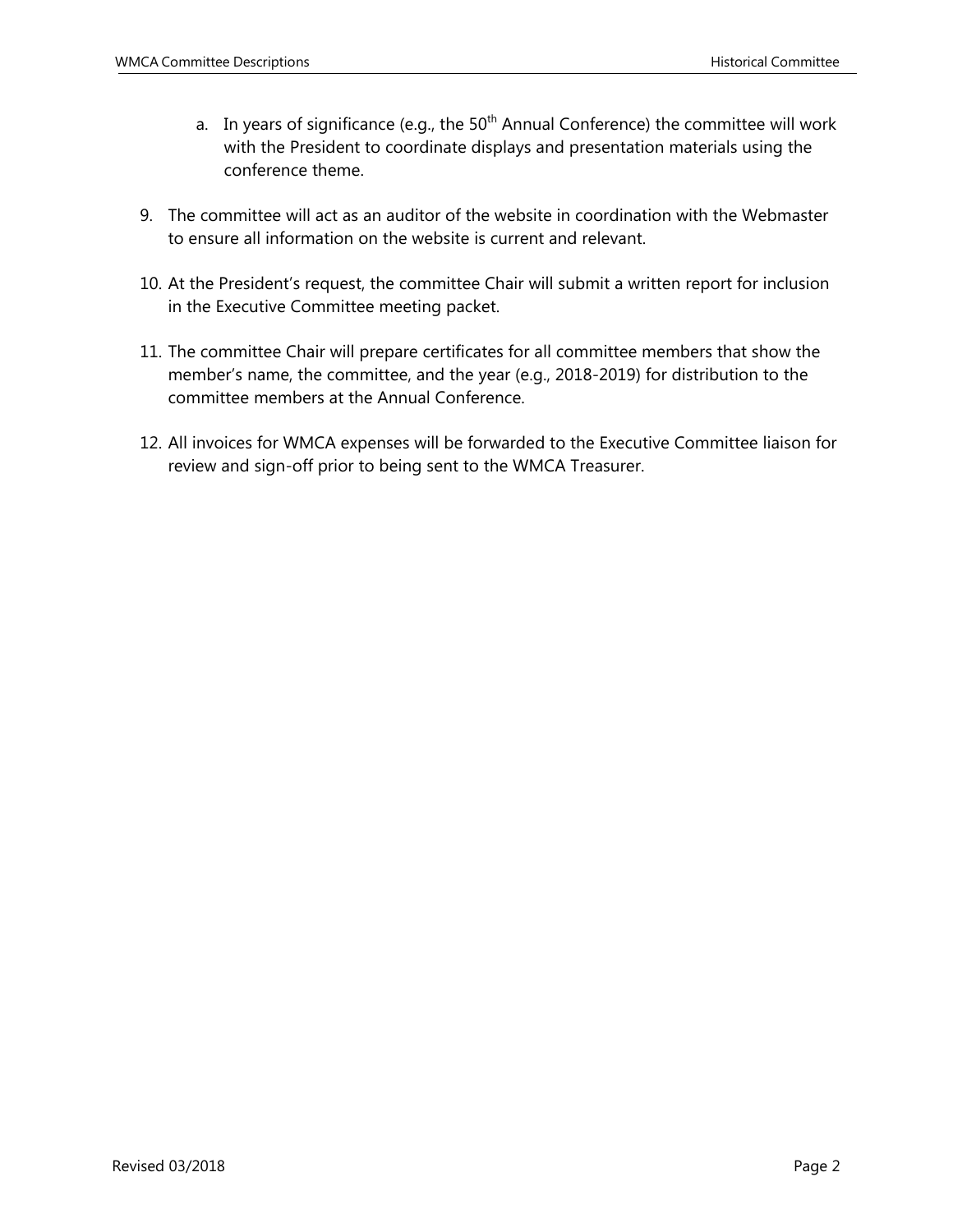a. In years of significance (e.g., the 50th Annual Conference) the committee will work with the President to coordinate displays and presentation materials using the conference theme.

9. The committee will act as an auditor of the website in coordination with the Webmaster to ensure all information on the website is current and relevant.

10. At the President's request, the committee Chair will submit a written report for inclusion in the Executive Committee meeting packet.

11. The committee Chair will prepare certificates for all committee members that show the member's name, the committee, and the year (e.g., 2018-2019) for distribution to the committee members at the Annual Conference.

12. All invoices for WMCA expenses will be forwarded to the Executive Committee liaison for review and sign-off prior to being sent to the WMCA Treasurer.